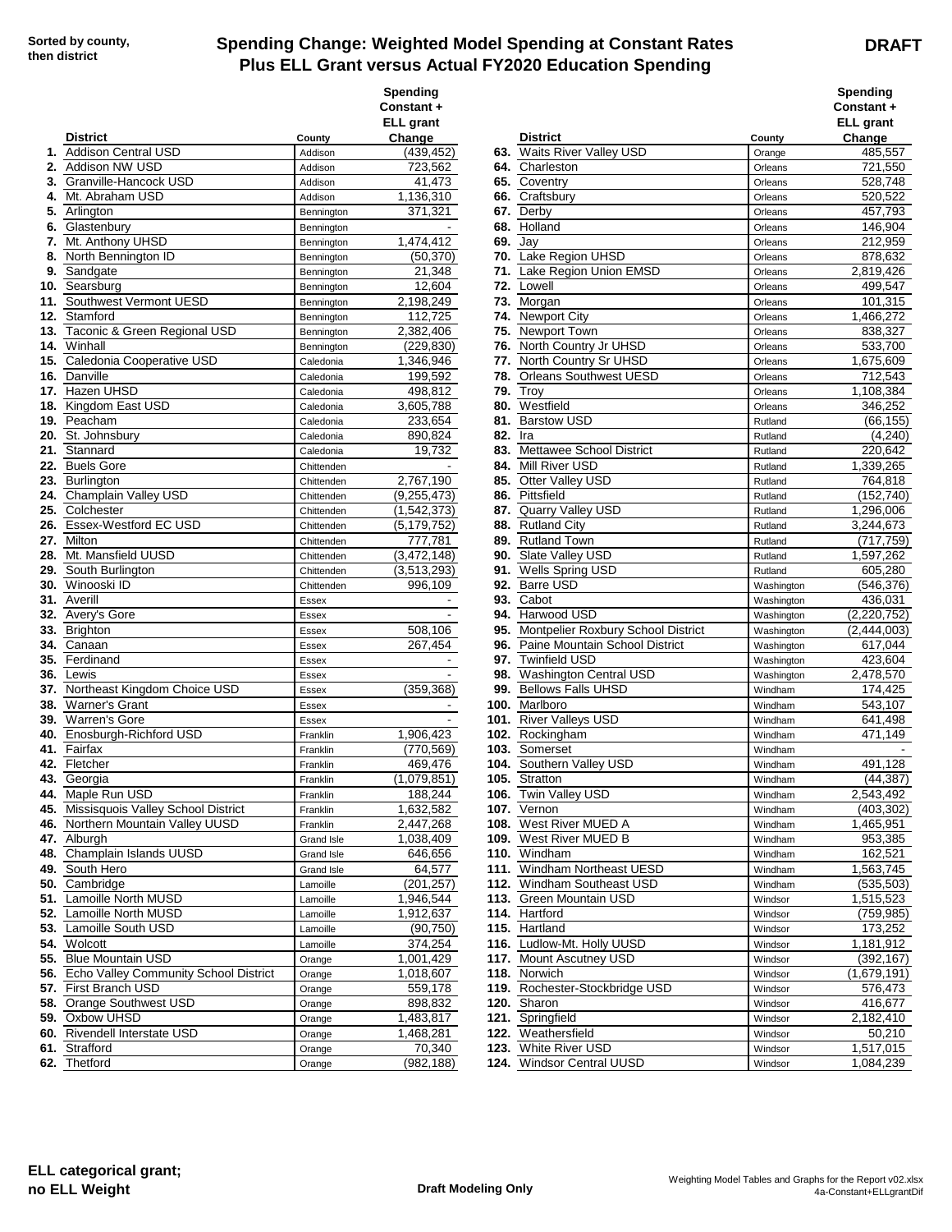Sorted by county, then district

# Spending Change: Weighted Model Spending at Constant Rates Plus ELL Grant versus Actual FY2020 Education Spending

**DRAFT**

| # | District | County | Spending Constant + ELL grant Change |
|---|---|---|---|
| 1. | Addison Central USD | Addison | (439,452) |
| 2. | Addison NW USD | Addison | 723,562 |
| 3. | Granville-Hancock USD | Addison | 41,473 |
| 4. | Mt. Abraham USD | Addison | 1,136,310 |
| 5. | Arlington | Bennington | 371,321 |
| 6. | Glastenbury | Bennington | - |
| 7. | Mt. Anthony UHSD | Bennington | 1,474,412 |
| 8. | North Bennington ID | Bennington | (50,370) |
| 9. | Sandgate | Bennington | 21,348 |
| 10. | Searsburg | Bennington | 12,604 |
| 11. | Southwest Vermont UESD | Bennington | 2,198,249 |
| 12. | Stamford | Bennington | 112,725 |
| 13. | Taconic & Green Regional USD | Bennington | 2,382,406 |
| 14. | Winhall | Bennington | (229,830) |
| 15. | Caledonia Cooperative USD | Caledonia | 1,346,946 |
| 16. | Danville | Caledonia | 199,592 |
| 17. | Hazen UHSD | Caledonia | 498,812 |
| 18. | Kingdom East USD | Caledonia | 3,605,788 |
| 19. | Peacham | Caledonia | 233,654 |
| 20. | St. Johnsbury | Caledonia | 890,824 |
| 21. | Stannard | Caledonia | 19,732 |
| 22. | Buels Gore | Chittenden | - |
| 23. | Burlington | Chittenden | 2,767,190 |
| 24. | Champlain Valley USD | Chittenden | (9,255,473) |
| 25. | Colchester | Chittenden | (1,542,373) |
| 26. | Essex-Westford EC USD | Chittenden | (5,179,752) |
| 27. | Milton | Chittenden | 777,781 |
| 28. | Mt. Mansfield UUSD | Chittenden | (3,472,148) |
| 29. | South Burlington | Chittenden | (3,513,293) |
| 30. | Winooski ID | Chittenden | 996,109 |
| 31. | Averill | Essex | - |
| 32. | Avery's Gore | Essex | - |
| 33. | Brighton | Essex | 508,106 |
| 34. | Canaan | Essex | 267,454 |
| 35. | Ferdinand | Essex | - |
| 36. | Lewis | Essex | - |
| 37. | Northeast Kingdom Choice USD | Essex | (359,368) |
| 38. | Warner's Grant | Essex | - |
| 39. | Warren's Gore | Essex | - |
| 40. | Enosburgh-Richford USD | Franklin | 1,906,423 |
| 41. | Fairfax | Franklin | (770,569) |
| 42. | Fletcher | Franklin | 469,476 |
| 43. | Georgia | Franklin | (1,079,851) |
| 44. | Maple Run USD | Franklin | 188,244 |
| 45. | Missisquois Valley School District | Franklin | 1,632,582 |
| 46. | Northern Mountain Valley UUSD | Franklin | 2,447,268 |
| 47. | Alburgh | Grand Isle | 1,038,409 |
| 48. | Champlain Islands UUSD | Grand Isle | 646,656 |
| 49. | South Hero | Grand Isle | 64,577 |
| 50. | Cambridge | Lamoille | (201,257) |
| 51. | Lamoille North MUSD | Lamoille | 1,946,544 |
| 52. | Lamoille North MUSD | Lamoille | 1,912,637 |
| 53. | Lamoille South USD | Lamoille | (90,750) |
| 54. | Wolcott | Lamoille | 374,254 |
| 55. | Blue Mountain USD | Orange | 1,001,429 |
| 56. | Echo Valley Community School District | Orange | 1,018,607 |
| 57. | First Branch USD | Orange | 559,178 |
| 58. | Orange Southwest USD | Orange | 898,832 |
| 59. | Oxbow UHSD | Orange | 1,483,817 |
| 60. | Rivendell Interstate USD | Orange | 1,468,281 |
| 61. | Strafford | Orange | 70,340 |
| 62. | Thetford | Orange | (982,188) |
| 63. | Waits River Valley USD | Orange | 485,557 |
| 64. | Charleston | Orleans | 721,550 |
| 65. | Coventry | Orleans | 528,748 |
| 66. | Craftsbury | Orleans | 520,522 |
| 67. | Derby | Orleans | 457,793 |
| 68. | Holland | Orleans | 146,904 |
| 69. | Jay | Orleans | 212,959 |
| 70. | Lake Region UHSD | Orleans | 878,632 |
| 71. | Lake Region Union EMSD | Orleans | 2,819,426 |
| 72. | Lowell | Orleans | 499,547 |
| 73. | Morgan | Orleans | 101,315 |
| 74. | Newport City | Orleans | 1,466,272 |
| 75. | Newport Town | Orleans | 838,327 |
| 76. | North Country Jr UHSD | Orleans | 533,700 |
| 77. | North Country Sr UHSD | Orleans | 1,675,609 |
| 78. | Orleans Southwest UESD | Orleans | 712,543 |
| 79. | Troy | Orleans | 1,108,384 |
| 80. | Westfield | Orleans | 346,252 |
| 81. | Barstow USD | Rutland | (66,155) |
| 82. | Ira | Rutland | (4,240) |
| 83. | Mettawee School District | Rutland | 220,642 |
| 84. | Mill River USD | Rutland | 1,339,265 |
| 85. | Otter Valley USD | Rutland | 764,818 |
| 86. | Pittsfield | Rutland | (152,740) |
| 87. | Quarry Valley USD | Rutland | 1,296,006 |
| 88. | Rutland City | Rutland | 3,244,673 |
| 89. | Rutland Town | Rutland | (717,759) |
| 90. | Slate Valley USD | Rutland | 1,597,262 |
| 91. | Wells Spring USD | Rutland | 605,280 |
| 92. | Barre USD | Washington | (546,376) |
| 93. | Cabot | Washington | 436,031 |
| 94. | Harwood USD | Washington | (2,220,752) |
| 95. | Montpelier Roxbury School District | Washington | (2,444,003) |
| 96. | Paine Mountain School District | Washington | 617,044 |
| 97. | Twinfield USD | Washington | 423,604 |
| 98. | Washington Central USD | Washington | 2,478,570 |
| 99. | Bellows Falls UHSD | Windham | 174,425 |
| 100. | Marlboro | Windham | 543,107 |
| 101. | River Valleys USD | Windham | 641,498 |
| 102. | Rockingham | Windham | 471,149 |
| 103. | Somerset | Windham | - |
| 104. | Southern Valley USD | Windham | 491,128 |
| 105. | Stratton | Windham | (44,387) |
| 106. | Twin Valley USD | Windham | 2,543,492 |
| 107. | Vernon | Windham | (403,302) |
| 108. | West River MUED A | Windham | 1,465,951 |
| 109. | West River MUED B | Windham | 953,385 |
| 110. | Windham | Windham | 162,521 |
| 111. | Windham Northeast UESD | Windham | 1,563,745 |
| 112. | Windham Southeast USD | Windham | (535,503) |
| 113. | Green Mountain USD | Windsor | 1,515,523 |
| 114. | Hartford | Windsor | (759,985) |
| 115. | Hartland | Windsor | 173,252 |
| 116. | Ludlow-Mt. Holly UUSD | Windsor | 1,181,912 |
| 117. | Mount Ascutney USD | Windsor | (392,167) |
| 118. | Norwich | Windsor | (1,679,191) |
| 119. | Rochester-Stockbridge USD | Windsor | 576,473 |
| 120. | Sharon | Windsor | 416,677 |
| 121. | Springfield | Windsor | 2,182,410 |
| 122. | Weathersfield | Windsor | 50,210 |
| 123. | White River USD | Windsor | 1,517,015 |
| 124. | Windsor Central UUSD | Windsor | 1,084,239 |

**ELL categorical grant; no ELL Weight**

**Draft Modeling Only**

Weighting Model Tables and Graphs for the Report v02.xlsx
4a-Constant+ELLgrantDif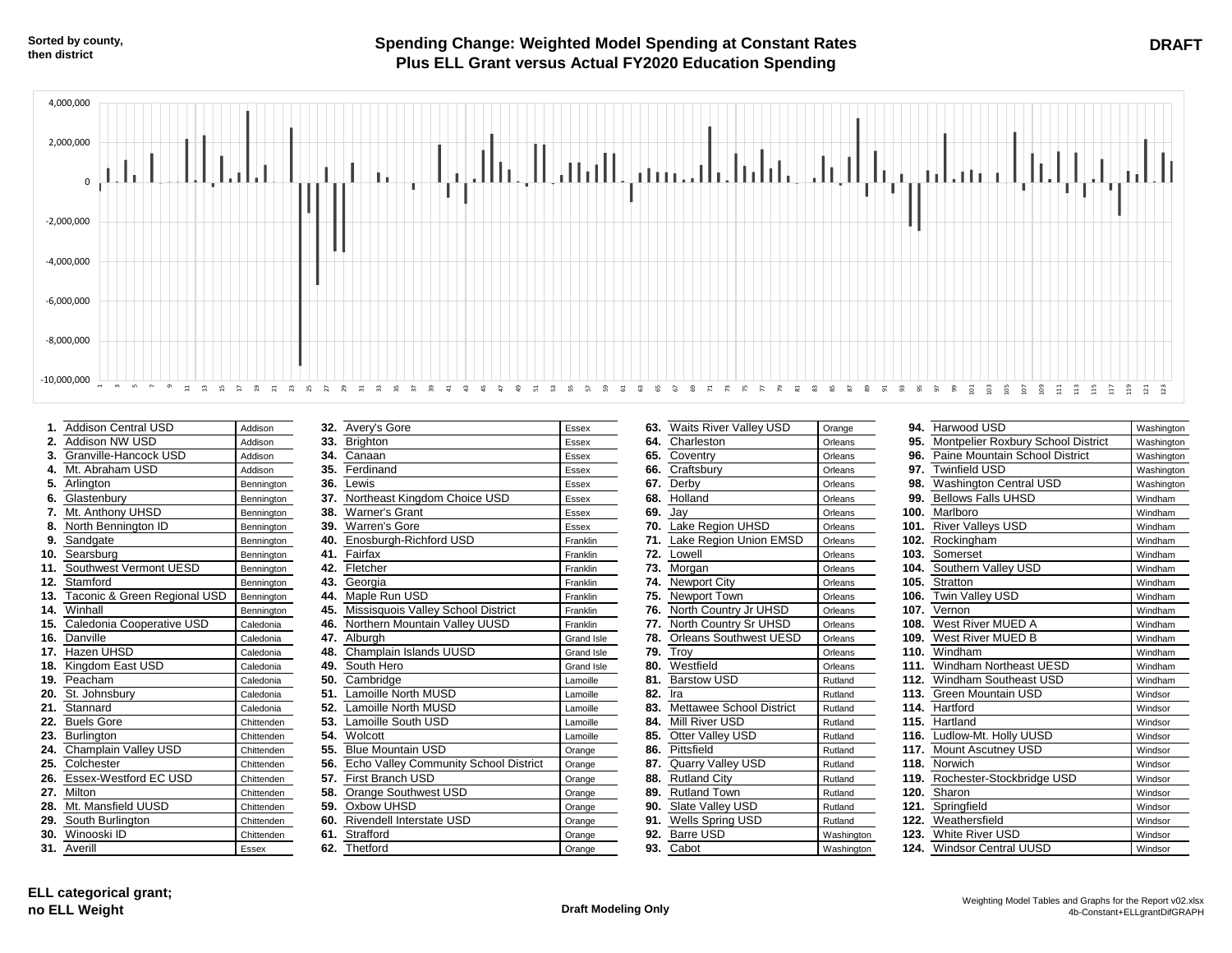Sorted by county, then district

# Spending Change: Weighted Model Spending at Constant Rates Plus ELL Grant versus Actual FY2020 Education Spending

**DRAFT**

4,000,000
2,000,000
0
-2,000,000
-4,000,000
-6,000,000
-8,000,000
-10,000,000

1 3 5 7 9 11 13 15 17 19 21 23 25 27 29 31 33 35 37 39 41 43 45 47 49 51 53 55 57 59 61 63 65 67 69 71 73 75 77 79 81 83 85 87 89 91 93 95 97 99 101 103 105 107 109 111 113 115 117 119 121 123

| | | |
|---|---|---|
| 1. | Addison Central USD | Addison |
| 2. | Addison NW USD | Addison |
| 3. | Granville-Hancock USD | Addison |
| 4. | Mt. Abraham USD | Addison |
| 5. | Arlington | Bennington |
| 6. | Glastenbury | Bennington |
| 7. | Mt. Anthony UHSD | Bennington |
| 8. | North Bennington ID | Bennington |
| 9. | Sandgate | Bennington |
| 10. | Searsburg | Bennington |
| 11. | Southwest Vermont UESD | Bennington |
| 12. | Stamford | Bennington |
| 13. | Taconic & Green Regional USD | Bennington |
| 14. | Winhall | Bennington |
| 15. | Caledonia Cooperative USD | Caledonia |
| 16. | Danville | Caledonia |
| 17. | Hazen UHSD | Caledonia |
| 18. | Kingdom East USD | Caledonia |
| 19. | Peacham | Caledonia |
| 20. | St. Johnsbury | Caledonia |
| 21. | Stannard | Caledonia |
| 22. | Buels Gore | Chittenden |
| 23. | Burlington | Chittenden |
| 24. | Champlain Valley USD | Chittenden |
| 25. | Colchester | Chittenden |
| 26. | Essex-Westford EC USD | Chittenden |
| 27. | Milton | Chittenden |
| 28. | Mt. Mansfield UUSD | Chittenden |
| 29. | South Burlington | Chittenden |
| 30. | Winooski ID | Chittenden |
| 31. | Averill | Essex |
| 32. | Avery's Gore | Essex |
| 33. | Brighton | Essex |
| 34. | Canaan | Essex |
| 35. | Ferdinand | Essex |
| 36. | Lewis | Essex |
| 37. | Northeast Kingdom Choice USD | Essex |
| 38. | Warner's Grant | Essex |
| 39. | Warren's Gore | Essex |
| 40. | Enosburgh-Richford USD | Franklin |
| 41. | Fairfax | Franklin |
| 42. | Fletcher | Franklin |
| 43. | Georgia | Franklin |
| 44. | Maple Run USD | Franklin |
| 45. | Missisquois Valley School District | Franklin |
| 46. | Northern Mountain Valley UUSD | Franklin |
| 47. | Alburgh | Grand Isle |
| 48. | Champlain Islands UUSD | Grand Isle |
| 49. | South Hero | Grand Isle |
| 50. | Cambridge | Lamoille |
| 51. | Lamoille North MUSD | Lamoille |
| 52. | Lamoille North MUSD | Lamoille |
| 53. | Lamoille South USD | Lamoille |
| 54. | Wolcott | Lamoille |
| 55. | Blue Mountain USD | Orange |
| 56. | Echo Valley Community School District | Orange |
| 57. | First Branch USD | Orange |
| 58. | Orange Southwest USD | Orange |
| 59. | Oxbow UHSD | Orange |
| 60. | Rivendell Interstate USD | Orange |
| 61. | Strafford | Orange |
| 62. | Thetford | Orange |
| 63. | Waits River Valley USD | Orange |
| 64. | Charleston | Orleans |
| 65. | Coventry | Orleans |
| 66. | Craftsbury | Orleans |
| 67. | Derby | Orleans |
| 68. | Holland | Orleans |
| 69. | Jay | Orleans |
| 70. | Lake Region UHSD | Orleans |
| 71. | Lake Region Union EMSD | Orleans |
| 72. | Lowell | Orleans |
| 73. | Morgan | Orleans |
| 74. | Newport City | Orleans |
| 75. | Newport Town | Orleans |
| 76. | North Country Jr UHSD | Orleans |
| 77. | North Country Sr UHSD | Orleans |
| 78. | Orleans Southwest UESD | Orleans |
| 79. | Troy | Orleans |
| 80. | Westfield | Orleans |
| 81. | Barstow USD | Rutland |
| 82. | Ira | Rutland |
| 83. | Mettawee School District | Rutland |
| 84. | Mill River USD | Rutland |
| 85. | Otter Valley USD | Rutland |
| 86. | Pittsfield | Rutland |
| 87. | Quarry Valley USD | Rutland |
| 88. | Rutland City | Rutland |
| 89. | Rutland Town | Rutland |
| 90. | Slate Valley USD | Rutland |
| 91. | Wells Spring USD | Rutland |
| 92. | Barre USD | Washington |
| 93. | Cabot | Washington |
| 94. | Harwood USD | Washington |
| 95. | Montpelier Roxbury School District | Washington |
| 96. | Paine Mountain School District | Washington |
| 97. | Twinfield USD | Washington |
| 98. | Washington Central USD | Washington |
| 99. | Bellows Falls UHSD | Windham |
| 100. | Marlboro | Windham |
| 101. | River Valleys USD | Windham |
| 102. | Rockingham | Windham |
| 103. | Somerset | Windham |
| 104. | Southern Valley USD | Windham |
| 105. | Stratton | Windham |
| 106. | Twin Valley USD | Windham |
| 107. | Vernon | Windham |
| 108. | West River MUED A | Windham |
| 109. | West River MUED B | Windham |
| 110. | Windham | Windham |
| 111. | Windham Northeast UESD | Windham |
| 112. | Windham Southeast USD | Windham |
| 113. | Green Mountain USD | Windsor |
| 114. | Hartford | Windsor |
| 115. | Hartland | Windsor |
| 116. | Ludlow-Mt. Holly UUSD | Windsor |
| 117. | Mount Ascutney USD | Windsor |
| 118. | Norwich | Windsor |
| 119. | Rochester-Stockbridge USD | Windsor |
| 120. | Sharon | Windsor |
| 121. | Springfield | Windsor |
| 122. | Weathersfield | Windsor |
| 123. | White River USD | Windsor |
| 124. | Windsor Central UUSD | Windsor |

**ELL categorical grant; no ELL Weight**

**Draft Modeling Only**

Weighting Model Tables and Graphs for the Report v02.xlsx
4b-Constant+ELLgrantDifGRAPH